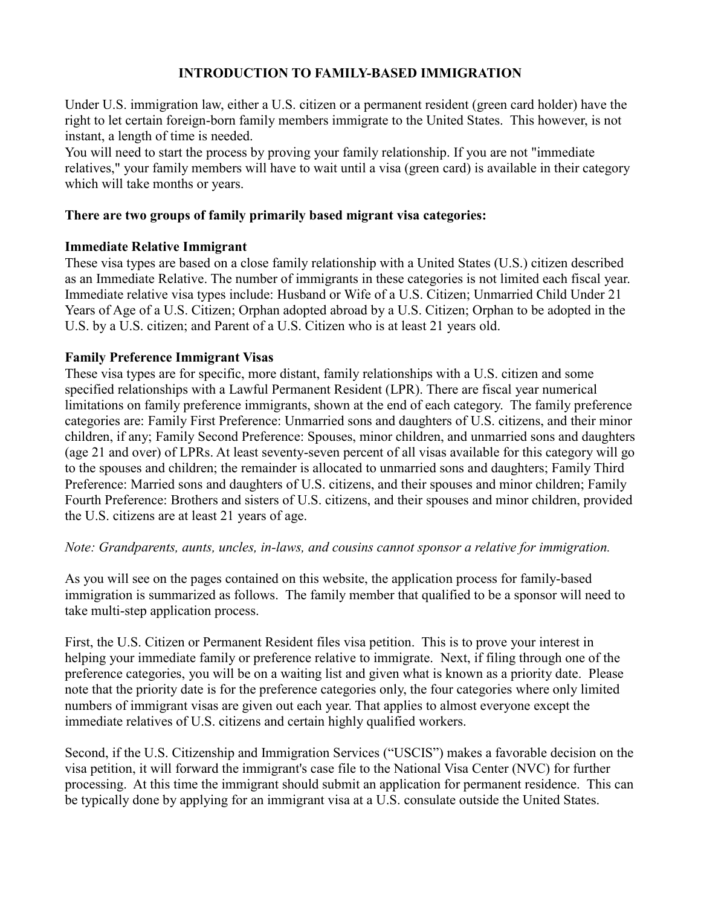# INTRODUCTION TO FAMILY-BASED IMMIGRATION

Under U.S. immigration law, either a U.S. citizen or a permanent resident (green card holder) have the right to let certain foreign-born family members immigrate to the United States. This however, is not instant, a length of time is needed.

You will need to start the process by proving your family relationship. If you are not "immediate relatives," your family members will have to wait until a visa (green card) is available in their category which will take months or years.

**There are two groups of family primarily based migrant visa categories:**

**Immediate Relative Immigrant**

These visa types are based on a close family relationship with a United States (U.S.) citizen described as an Immediate Relative. The number of immigrants in these categories is not limited each fiscal year. Immediate relative visa types include: Husband or Wife of a U.S. Citizen; Unmarried Child Under 21 Years of Age of a U.S. Citizen; Orphan adopted abroad by a U.S. Citizen; Orphan to be adopted in the U.S. by a U.S. citizen; and Parent of a U.S. Citizen who is at least 21 years old.

**Family Preference Immigrant Visas**

These visa types are for specific, more distant, family relationships with a U.S. citizen and some specified relationships with a Lawful Permanent Resident (LPR). There are fiscal year numerical limitations on family preference immigrants, shown at the end of each category. The family preference categories are: Family First Preference: Unmarried sons and daughters of U.S. citizens, and their minor children, if any; Family Second Preference: Spouses, minor children, and unmarried sons and daughters (age 21 and over) of LPRs. At least seventy-seven percent of all visas available for this category will go to the spouses and children; the remainder is allocated to unmarried sons and daughters; Family Third Preference: Married sons and daughters of U.S. citizens, and their spouses and minor children; Family Fourth Preference: Brothers and sisters of U.S. citizens, and their spouses and minor children, provided the U.S. citizens are at least 21 years of age.

*Note: Grandparents, aunts, uncles, in-laws, and cousins cannot sponsor a relative for immigration.*

As you will see on the pages contained on this website, the application process for family-based immigration is summarized as follows. The family member that qualified to be a sponsor will need to take multi-step application process.

First, the U.S. Citizen or Permanent Resident files visa petition. This is to prove your interest in helping your immediate family or preference relative to immigrate. Next, if filing through one of the preference categories, you will be on a waiting list and given what is known as a priority date. Please note that the priority date is for the preference categories only, the four categories where only limited numbers of immigrant visas are given out each year. That applies to almost everyone except the immediate relatives of U.S. citizens and certain highly qualified workers.

Second, if the U.S. Citizenship and Immigration Services ("USCIS") makes a favorable decision on the visa petition, it will forward the immigrant's case file to the National Visa Center (NVC) for further processing. At this time the immigrant should submit an application for permanent residence. This can be typically done by applying for an immigrant visa at a U.S. consulate outside the United States.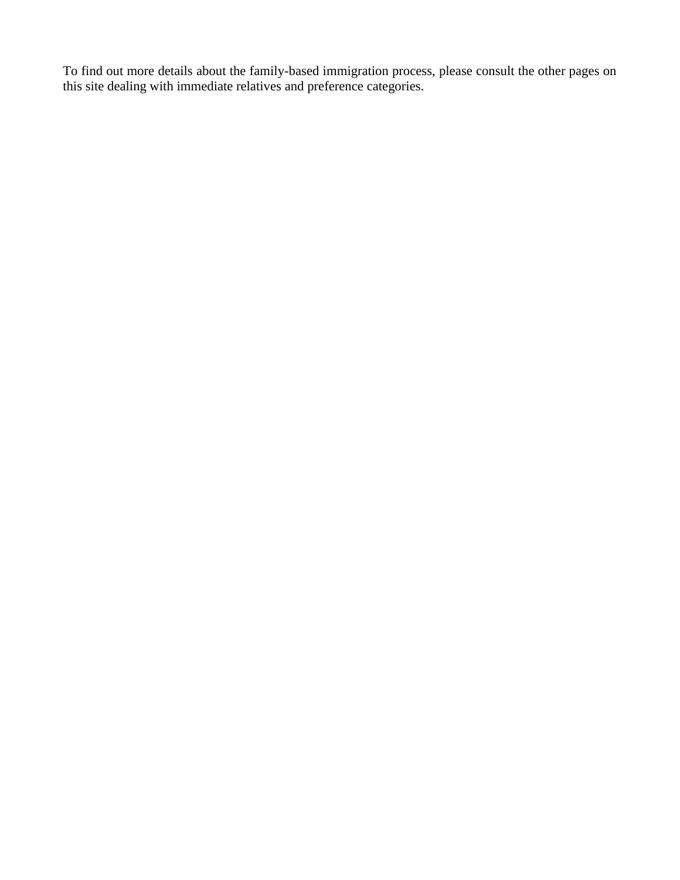To find out more details about the family-based immigration process, please consult the other pages on this site dealing with immediate relatives and preference categories.